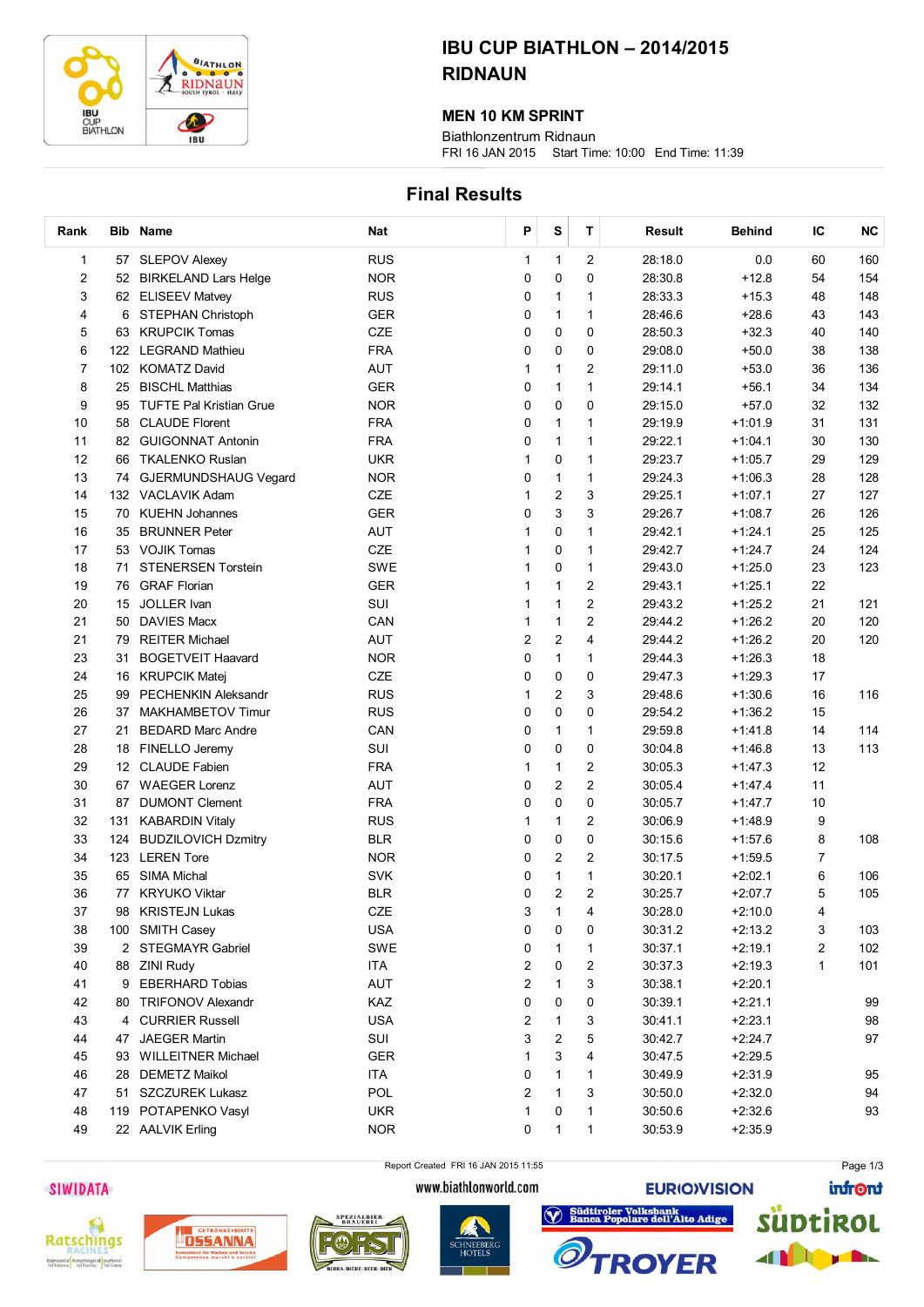# IBU CUP BIATHLON – 2014/2015
# RIDNAUN

## MEN 10 KM SPRINT

Biathlonzentrum Ridnaun
FRI 16 JAN 2015 Start Time: 10:00 End Time: 11:39

## Final Results

| Rank | Bib | Name | Nat | P | S | T | Result | Behind | IC | NC |
|---|---|---|---|---|---|---|---|---|---|---|
| 1 | 57 | SLEPOV Alexey | RUS | 1 | 1 | 2 | 28:18.0 | 0.0 | 60 | 160 |
| 2 | 52 | BIRKELAND Lars Helge | NOR | 0 | 0 | 0 | 28:30.8 | +12.8 | 54 | 154 |
| 3 | 62 | ELISEEV Matvey | RUS | 0 | 1 | 1 | 28:33.3 | +15.3 | 48 | 148 |
| 4 | 6 | STEPHAN Christoph | GER | 0 | 1 | 1 | 28:46.6 | +28.6 | 43 | 143 |
| 5 | 63 | KRUPCIK Tomas | CZE | 0 | 0 | 0 | 28:50.3 | +32.3 | 40 | 140 |
| 6 | 122 | LEGRAND Mathieu | FRA | 0 | 0 | 0 | 29:08.0 | +50.0 | 38 | 138 |
| 7 | 102 | KOMATZ David | AUT | 1 | 1 | 2 | 29:11.0 | +53.0 | 36 | 136 |
| 8 | 25 | BISCHL Matthias | GER | 0 | 1 | 1 | 29:14.1 | +56.1 | 34 | 134 |
| 9 | 95 | TUFTE Pal Kristian Grue | NOR | 0 | 0 | 0 | 29:15.0 | +57.0 | 32 | 132 |
| 10 | 58 | CLAUDE Florent | FRA | 0 | 1 | 1 | 29:19.9 | +1:01.9 | 31 | 131 |
| 11 | 82 | GUIGONNAT Antonin | FRA | 0 | 1 | 1 | 29:22.1 | +1:04.1 | 30 | 130 |
| 12 | 66 | TKALENKO Ruslan | UKR | 1 | 0 | 1 | 29:23.7 | +1:05.7 | 29 | 129 |
| 13 | 74 | GJERMUNDSHAUG Vegard | NOR | 0 | 1 | 1 | 29:24.3 | +1:06.3 | 28 | 128 |
| 14 | 132 | VACLAVIK Adam | CZE | 1 | 2 | 3 | 29:25.1 | +1:07.1 | 27 | 127 |
| 15 | 70 | KUEHN Johannes | GER | 0 | 3 | 3 | 29:26.7 | +1:08.7 | 26 | 126 |
| 16 | 35 | BRUNNER Peter | AUT | 1 | 0 | 1 | 29:42.1 | +1:24.1 | 25 | 125 |
| 17 | 53 | VOJIK Tomas | CZE | 1 | 0 | 1 | 29:42.7 | +1:24.7 | 24 | 124 |
| 18 | 71 | STENERSEN Torstein | SWE | 1 | 0 | 1 | 29:43.0 | +1:25.0 | 23 | 123 |
| 19 | 76 | GRAF Florian | GER | 1 | 1 | 2 | 29:43.1 | +1:25.1 | 22 | |
| 20 | 15 | JOLLER Ivan | SUI | 1 | 1 | 2 | 29:43.2 | +1:25.2 | 21 | 121 |
| 21 | 50 | DAVIES Macx | CAN | 1 | 1 | 2 | 29:44.2 | +1:26.2 | 20 | 120 |
| 21 | 79 | REITER Michael | AUT | 2 | 2 | 4 | 29:44.2 | +1:26.2 | 20 | 120 |
| 23 | 31 | BOGETVEIT Haavard | NOR | 0 | 1 | 1 | 29:44.3 | +1:26.3 | 18 | |
| 24 | 16 | KRUPCIK Matej | CZE | 0 | 0 | 0 | 29:47.3 | +1:29.3 | 17 | |
| 25 | 99 | PECHENKIN Aleksandr | RUS | 1 | 2 | 3 | 29:48.6 | +1:30.6 | 16 | 116 |
| 26 | 37 | MAKHAMBETOV Timur | RUS | 0 | 0 | 0 | 29:54.2 | +1:36.2 | 15 | |
| 27 | 21 | BEDARD Marc Andre | CAN | 0 | 1 | 1 | 29:59.8 | +1:41.8 | 14 | 114 |
| 28 | 18 | FINELLO Jeremy | SUI | 0 | 0 | 0 | 30:04.8 | +1:46.8 | 13 | 113 |
| 29 | 12 | CLAUDE Fabien | FRA | 1 | 1 | 2 | 30:05.3 | +1:47.3 | 12 | |
| 30 | 67 | WAEGER Lorenz | AUT | 0 | 2 | 2 | 30:05.4 | +1:47.4 | 11 | |
| 31 | 87 | DUMONT Clement | FRA | 0 | 0 | 0 | 30:05.7 | +1:47.7 | 10 | |
| 32 | 131 | KABARDIN Vitaly | RUS | 1 | 1 | 2 | 30:06.9 | +1:48.9 | 9 | |
| 33 | 124 | BUDZILOVICH Dzmitry | BLR | 0 | 0 | 0 | 30:15.6 | +1:57.6 | 8 | 108 |
| 34 | 123 | LEREN Tore | NOR | 0 | 2 | 2 | 30:17.5 | +1:59.5 | 7 | |
| 35 | 65 | SIMA Michal | SVK | 0 | 1 | 1 | 30:20.1 | +2:02.1 | 6 | 106 |
| 36 | 77 | KRYUKO Viktar | BLR | 0 | 2 | 2 | 30:25.7 | +2:07.7 | 5 | 105 |
| 37 | 98 | KRISTEJN Lukas | CZE | 3 | 1 | 4 | 30:28.0 | +2:10.0 | 4 | |
| 38 | 100 | SMITH Casey | USA | 0 | 0 | 0 | 30:31.2 | +2:13.2 | 3 | 103 |
| 39 | 2 | STEGMAYR Gabriel | SWE | 0 | 1 | 1 | 30:37.1 | +2:19.1 | 2 | 102 |
| 40 | 88 | ZINI Rudy | ITA | 2 | 0 | 2 | 30:37.3 | +2:19.3 | 1 | 101 |
| 41 | 9 | EBERHARD Tobias | AUT | 2 | 1 | 3 | 30:38.1 | +2:20.1 | | |
| 42 | 80 | TRIFONOV Alexandr | KAZ | 0 | 0 | 0 | 30:39.1 | +2:21.1 | | 99 |
| 43 | 4 | CURRIER Russell | USA | 2 | 1 | 3 | 30:41.1 | +2:23.1 | | 98 |
| 44 | 47 | JAEGER Martin | SUI | 3 | 2 | 5 | 30:42.7 | +2:24.7 | | 97 |
| 45 | 93 | WILLEITNER Michael | GER | 1 | 3 | 4 | 30:47.5 | +2:29.5 | | |
| 46 | 28 | DEMETZ Maikol | ITA | 0 | 1 | 1 | 30:49.9 | +2:31.9 | | 95 |
| 47 | 51 | SZCZUREK Lukasz | POL | 2 | 1 | 3 | 30:50.0 | +2:32.0 | | 94 |
| 48 | 119 | POTAPENKO Vasyl | UKR | 1 | 0 | 1 | 30:50.6 | +2:32.6 | | 93 |
| 49 | 22 | AALVIK Erling | NOR | 0 | 1 | 1 | 30:53.9 | +2:35.9 | | |

Report Created FRI 16 JAN 2015 11:55

www.biathlonworld.com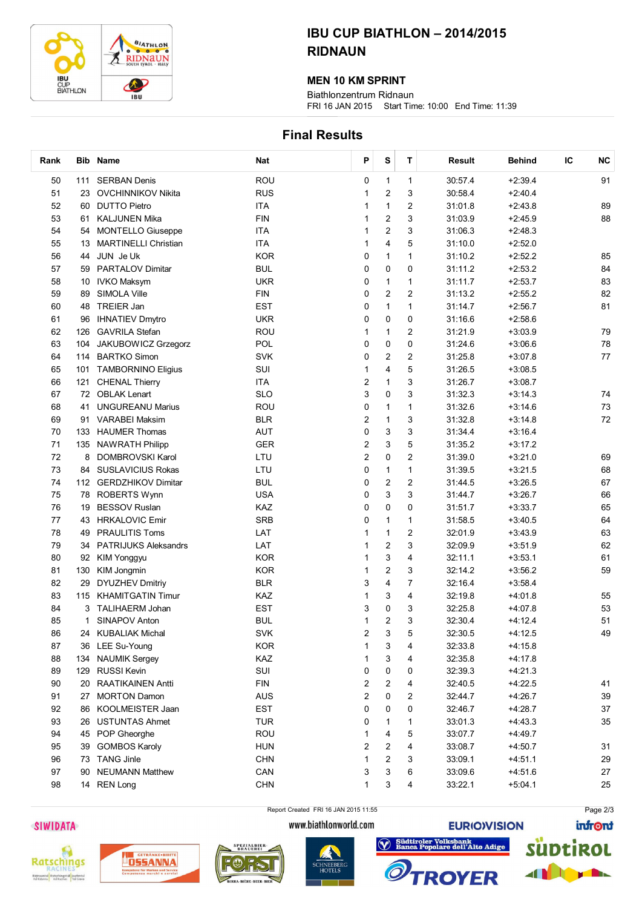# IBU CUP BIATHLON – 2014/2015
# RIDNAUN

## MEN 10 KM SPRINT

Biathlonzentrum Ridnaun
FRI 16 JAN 2015 Start Time: 10:00 End Time: 11:39

## Final Results

| Rank | Bib | Name | Nat | P | S | T | Result | Behind | IC | NC |
|---|---|---|---|---|---|---|---|---|---|---|
| 50 | 111 | SERBAN Denis | ROU | 0 | 1 | 1 | 30:57.4 | +2:39.4 | | 91 |
| 51 | 23 | OVCHINNIKOV Nikita | RUS | 1 | 2 | 3 | 30:58.4 | +2:40.4 | | |
| 52 | 60 | DUTTO Pietro | ITA | 1 | 1 | 2 | 31:01.8 | +2:43.8 | | 89 |
| 53 | 61 | KALJUNEN Mika | FIN | 1 | 2 | 3 | 31:03.9 | +2:45.9 | | 88 |
| 54 | 54 | MONTELLO Giuseppe | ITA | 1 | 2 | 3 | 31:06.3 | +2:48.3 | | |
| 55 | 13 | MARTINELLI Christian | ITA | 1 | 4 | 5 | 31:10.0 | +2:52.0 | | |
| 56 | 44 | JUN Je Uk | KOR | 0 | 1 | 1 | 31:10.2 | +2:52.2 | | 85 |
| 57 | 59 | PARTALOV Dimitar | BUL | 0 | 0 | 0 | 31:11.2 | +2:53.2 | | 84 |
| 58 | 10 | IVKO Maksym | UKR | 0 | 1 | 1 | 31:11.7 | +2:53.7 | | 83 |
| 59 | 89 | SIMOLA Ville | FIN | 0 | 2 | 2 | 31:13.2 | +2:55.2 | | 82 |
| 60 | 48 | TREIER Jan | EST | 0 | 1 | 1 | 31:14.7 | +2:56.7 | | 81 |
| 61 | 96 | IHNATIEV Dmytro | UKR | 0 | 0 | 0 | 31:16.6 | +2:58.6 | | |
| 62 | 126 | GAVRILA Stefan | ROU | 1 | 1 | 2 | 31:21.9 | +3:03.9 | | 79 |
| 63 | 104 | JAKUBOWICZ Grzegorz | POL | 0 | 0 | 0 | 31:24.6 | +3:06.6 | | 78 |
| 64 | 114 | BARTKO Simon | SVK | 0 | 2 | 2 | 31:25.8 | +3:07.8 | | 77 |
| 65 | 101 | TAMBORNINO Eligius | SUI | 1 | 4 | 5 | 31:26.5 | +3:08.5 | | |
| 66 | 121 | CHENAL Thierry | ITA | 2 | 1 | 3 | 31:26.7 | +3:08.7 | | |
| 67 | 72 | OBLAK Lenart | SLO | 3 | 0 | 3 | 31:32.3 | +3:14.3 | | 74 |
| 68 | 41 | UNGUREANU Marius | ROU | 0 | 1 | 1 | 31:32.6 | +3:14.6 | | 73 |
| 69 | 91 | VARABEI Maksim | BLR | 2 | 1 | 3 | 31:32.8 | +3:14.8 | | 72 |
| 70 | 133 | HAUMER Thomas | AUT | 0 | 3 | 3 | 31:34.4 | +3:16.4 | | |
| 71 | 135 | NAWRATH Philipp | GER | 2 | 3 | 5 | 31:35.2 | +3:17.2 | | |
| 72 | 8 | DOMBROVSKI Karol | LTU | 2 | 0 | 2 | 31:39.0 | +3:21.0 | | 69 |
| 73 | 84 | SUSLAVICIUS Rokas | LTU | 0 | 1 | 1 | 31:39.5 | +3:21.5 | | 68 |
| 74 | 112 | GERDZHIKOV Dimitar | BUL | 0 | 2 | 2 | 31:44.5 | +3:26.5 | | 67 |
| 75 | 78 | ROBERTS Wynn | USA | 0 | 3 | 3 | 31:44.7 | +3:26.7 | | 66 |
| 76 | 19 | BESSOV Ruslan | KAZ | 0 | 0 | 0 | 31:51.7 | +3:33.7 | | 65 |
| 77 | 43 | HRKALOVIC Emir | SRB | 0 | 1 | 1 | 31:58.5 | +3:40.5 | | 64 |
| 78 | 49 | PRAULITIS Toms | LAT | 1 | 1 | 2 | 32:01.9 | +3:43.9 | | 63 |
| 79 | 34 | PATRIJUKS Aleksandrs | LAT | 1 | 2 | 3 | 32:09.9 | +3:51.9 | | 62 |
| 80 | 92 | KIM Yonggyu | KOR | 1 | 3 | 4 | 32:11.1 | +3:53.1 | | 61 |
| 81 | 130 | KIM Jongmin | KOR | 1 | 2 | 3 | 32:14.2 | +3:56.2 | | 59 |
| 82 | 29 | DYUZHEV Dmitriy | BLR | 3 | 4 | 7 | 32:16.4 | +3:58.4 | | |
| 83 | 115 | KHAMITGATIN Timur | KAZ | 1 | 3 | 4 | 32:19.8 | +4:01.8 | | 55 |
| 84 | 3 | TALIHAERM Johan | EST | 3 | 0 | 3 | 32:25.8 | +4:07.8 | | 53 |
| 85 | 1 | SINAPOV Anton | BUL | 1 | 2 | 3 | 32:30.4 | +4:12.4 | | 51 |
| 86 | 24 | KUBALIAK Michal | SVK | 2 | 3 | 5 | 32:30.5 | +4:12.5 | | 49 |
| 87 | 36 | LEE Su-Young | KOR | 1 | 3 | 4 | 32:33.8 | +4:15.8 | | |
| 88 | 134 | NAUMIK Sergey | KAZ | 1 | 3 | 4 | 32:35.8 | +4:17.8 | | |
| 89 | 129 | RUSSI Kevin | SUI | 0 | 0 | 0 | 32:39.3 | +4:21.3 | | |
| 90 | 20 | RAATIKAINEN Antti | FIN | 2 | 2 | 4 | 32:40.5 | +4:22.5 | | 41 |
| 91 | 27 | MORTON Damon | AUS | 2 | 0 | 2 | 32:44.7 | +4:26.7 | | 39 |
| 92 | 86 | KOOLMEISTER Jaan | EST | 0 | 0 | 0 | 32:46.7 | +4:28.7 | | 37 |
| 93 | 26 | USTUNTAS Ahmet | TUR | 0 | 1 | 1 | 33:01.3 | +4:43.3 | | 35 |
| 94 | 45 | POP Gheorghe | ROU | 1 | 4 | 5 | 33:07.7 | +4:49.7 | | |
| 95 | 39 | GOMBOS Karoly | HUN | 2 | 2 | 4 | 33:08.7 | +4:50.7 | | 31 |
| 96 | 73 | TANG Jinle | CHN | 1 | 2 | 3 | 33:09.1 | +4:51.1 | | 29 |
| 97 | 90 | NEUMANN Matthew | CAN | 3 | 3 | 6 | 33:09.6 | +4:51.6 | | 27 |
| 98 | 14 | REN Long | CHN | 1 | 3 | 4 | 33:22.1 | +5:04.1 | | 25 |

Report Created FRI 16 JAN 2015 11:55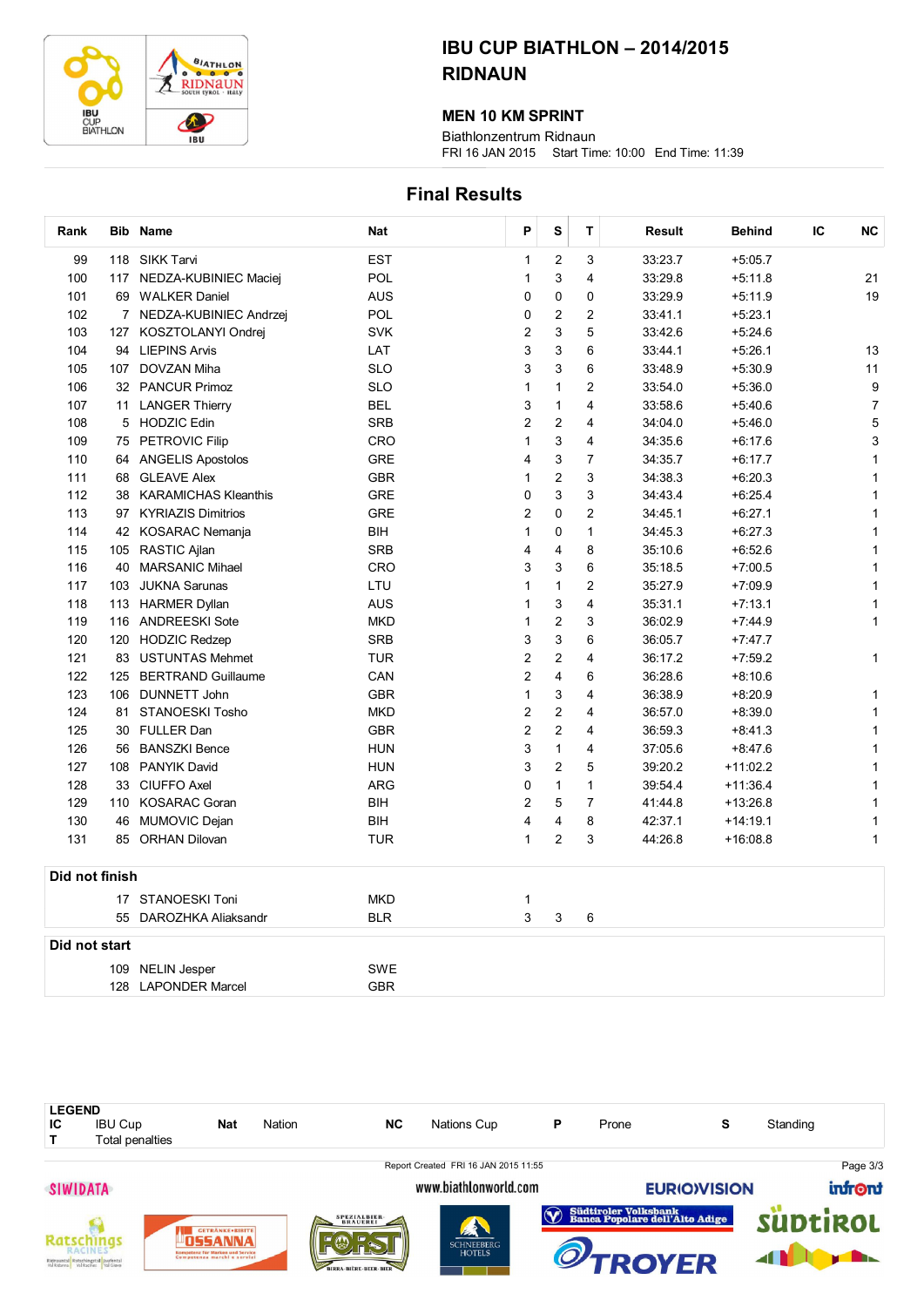# IBU CUP BIATHLON – 2014/2015
# RIDNAUN

## MEN 10 KM SPRINT

Biathlonzentrum Ridnaun
FRI 16 JAN 2015   Start Time: 10:00   End Time: 11:39

## Final Results

| Rank | Bib | Name | Nat | P | S | T | Result | Behind | IC | NC |
|---|---|---|---|---|---|---|---|---|---|---|
| 99 | 118 | SIKK Tarvi | EST | 1 | 2 | 3 | 33:23.7 | +5:05.7 | | |
| 100 | 117 | NEDZA-KUBINIEC Maciej | POL | 1 | 3 | 4 | 33:29.8 | +5:11.8 | | 21 |
| 101 | 69 | WALKER Daniel | AUS | 0 | 0 | 0 | 33:29.9 | +5:11.9 | | 19 |
| 102 | 7 | NEDZA-KUBINIEC Andrzej | POL | 0 | 2 | 2 | 33:41.1 | +5:23.1 | | |
| 103 | 127 | KOSZTOLANYI Ondrej | SVK | 2 | 3 | 5 | 33:42.6 | +5:24.6 | | |
| 104 | 94 | LIEPINS Arvis | LAT | 3 | 3 | 6 | 33:44.1 | +5:26.1 | | 13 |
| 105 | 107 | DOVZAN Miha | SLO | 3 | 3 | 6 | 33:48.9 | +5:30.9 | | 11 |
| 106 | 32 | PANCUR Primoz | SLO | 1 | 1 | 2 | 33:54.0 | +5:36.0 | | 9 |
| 107 | 11 | LANGER Thierry | BEL | 3 | 1 | 4 | 33:58.6 | +5:40.6 | | 7 |
| 108 | 5 | HODZIC Edin | SRB | 2 | 2 | 4 | 34:04.0 | +5:46.0 | | 5 |
| 109 | 75 | PETROVIC Filip | CRO | 1 | 3 | 4 | 34:35.6 | +6:17.6 | | 3 |
| 110 | 64 | ANGELIS Apostolos | GRE | 4 | 3 | 7 | 34:35.7 | +6:17.7 | | 1 |
| 111 | 68 | GLEAVE Alex | GBR | 1 | 2 | 3 | 34:38.3 | +6:20.3 | | 1 |
| 112 | 38 | KARAMICHAS Kleanthis | GRE | 0 | 3 | 3 | 34:43.4 | +6:25.4 | | 1 |
| 113 | 97 | KYRIAZIS Dimitrios | GRE | 2 | 0 | 2 | 34:45.1 | +6:27.1 | | 1 |
| 114 | 42 | KOSARAC Nemanja | BIH | 1 | 0 | 1 | 34:45.3 | +6:27.3 | | 1 |
| 115 | 105 | RASTIC Ajlan | SRB | 4 | 4 | 8 | 35:10.6 | +6:52.6 | | 1 |
| 116 | 40 | MARSANIC Mihael | CRO | 3 | 3 | 6 | 35:18.5 | +7:00.5 | | 1 |
| 117 | 103 | JUKNA Sarunas | LTU | 1 | 1 | 2 | 35:27.9 | +7:09.9 | | 1 |
| 118 | 113 | HARMER Dyllan | AUS | 1 | 3 | 4 | 35:31.1 | +7:13.1 | | 1 |
| 119 | 116 | ANDREESKI Sote | MKD | 1 | 2 | 3 | 36:02.9 | +7:44.9 | | 1 |
| 120 | 120 | HODZIC Redzep | SRB | 3 | 3 | 6 | 36:05.7 | +7:47.7 | | |
| 121 | 83 | USTUNTAS Mehmet | TUR | 2 | 2 | 4 | 36:17.2 | +7:59.2 | | 1 |
| 122 | 125 | BERTRAND Guillaume | CAN | 2 | 4 | 6 | 36:28.6 | +8:10.6 | | |
| 123 | 106 | DUNNETT John | GBR | 1 | 3 | 4 | 36:38.9 | +8:20.9 | | 1 |
| 124 | 81 | STANOESKI Tosho | MKD | 2 | 2 | 4 | 36:57.0 | +8:39.0 | | 1 |
| 125 | 30 | FULLER Dan | GBR | 2 | 2 | 4 | 36:59.3 | +8:41.3 | | 1 |
| 126 | 56 | BANSZKI Bence | HUN | 3 | 1 | 4 | 37:05.6 | +8:47.6 | | 1 |
| 127 | 108 | PANYIK David | HUN | 3 | 2 | 5 | 39:20.2 | +11:02.2 | | 1 |
| 128 | 33 | CIUFFO Axel | ARG | 0 | 1 | 1 | 39:54.4 | +11:36.4 | | 1 |
| 129 | 110 | KOSARAC Goran | BIH | 2 | 5 | 7 | 41:44.8 | +13:26.8 | | 1 |
| 130 | 46 | MUMOVIC Dejan | BIH | 4 | 4 | 8 | 42:37.1 | +14:19.1 | | 1 |
| 131 | 85 | ORHAN Dilovan | TUR | 1 | 2 | 3 | 44:26.8 | +16:08.8 | | 1 |

**Did not finish**

| Rank | Bib | Name | Nat | P | S | T |
|---|---|---|---|---|---|---|
| | 17 | STANOESKI Toni | MKD | 1 | | |
| | 55 | DAROZHKA Aliaksandr | BLR | 3 | 3 | 6 |

**Did not start**

| Rank | Bib | Name | Nat |
|---|---|---|---|
| | 109 | NELIN Jesper | SWE |
| | 128 | LAPONDER Marcel | GBR |

**LEGEND**

| | | | | | | | |
|---|---|---|---|---|---|---|---|
| IC | IBU Cup | Nat | Nation | NC | Nations Cup | P | Prone |
| S | Standing | T | Total penalties | | | | |

Report Created FRI 16 JAN 2015 11:55

www.biathlonworld.com